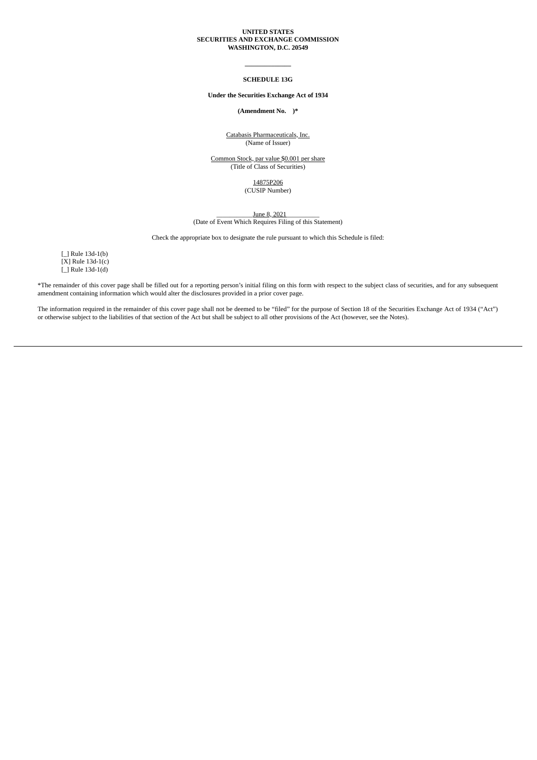**UNITED STATES**
**SECURITIES AND EXCHANGE COMMISSION**
**WASHINGTON, D.C. 20549**

---

**SCHEDULE 13G**

**Under the Securities Exchange Act of 1934**

**(Amendment No. )***

Catabasis Pharmaceuticals, Inc.
(Name of Issuer)

Common Stock, par value $0.001 per share
(Title of Class of Securities)

14875P206
(CUSIP Number)

June 8, 2021
(Date of Event Which Requires Filing of this Statement)

Check the appropriate box to designate the rule pursuant to which this Schedule is filed:

[_] Rule 13d-1(b)
[X] Rule 13d-1(c)
[_] Rule 13d-1(d)

*The remainder of this cover page shall be filled out for a reporting person's initial filing on this form with respect to the subject class of securities, and for any subsequent amendment containing information which would alter the disclosures provided in a prior cover page.

The information required in the remainder of this cover page shall not be deemed to be "filed" for the purpose of Section 18 of the Securities Exchange Act of 1934 ("Act") or otherwise subject to the liabilities of that section of the Act but shall be subject to all other provisions of the Act (however, see the Notes).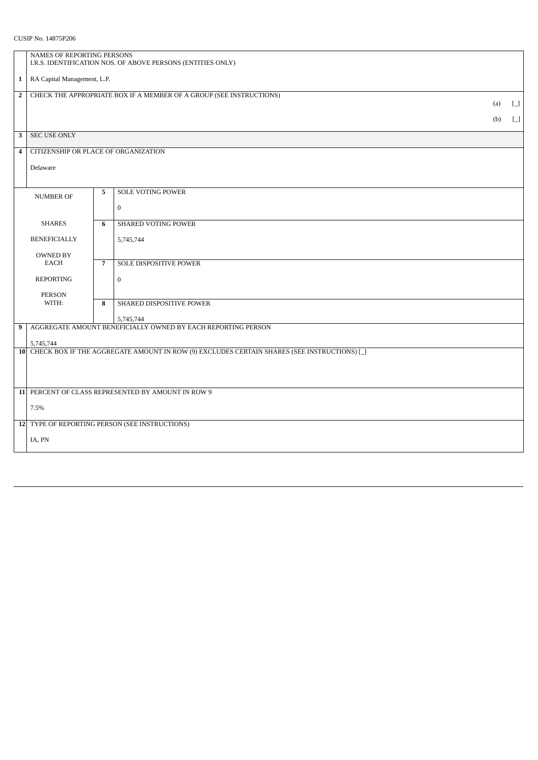CUSIP No. 14875P206

| | | | |
|---|---|---|---|
| 1 | NAMES OF REPORTING PERSONS<br>I.R.S. IDENTIFICATION NOS. OF ABOVE PERSONS (ENTITIES ONLY)<br><br>RA Capital Management, L.P. | | |
| 2 | CHECK THE APPROPRIATE BOX IF A MEMBER OF A GROUP (SEE INSTRUCTIONS)<br>(a) [_]<br>(b) [_] | | |
| 3 | SEC USE ONLY | | |
| 4 | CITIZENSHIP OR PLACE OF ORGANIZATION<br><br>Delaware | | |
| NUMBER OF SHARES BENEFICIALLY OWNED BY EACH REPORTING PERSON WITH: | 5 | SOLE VOTING POWER<br><br>0 | |
| | 6 | SHARED VOTING POWER<br><br>5,745,744 | |
| | 7 | SOLE DISPOSITIVE POWER<br><br>0 | |
| | 8 | SHARED DISPOSITIVE POWER<br><br>5,745,744 | |
| 9 | AGGREGATE AMOUNT BENEFICIALLY OWNED BY EACH REPORTING PERSON<br><br>5,745,744 | | |
| 10 | CHECK BOX IF THE AGGREGATE AMOUNT IN ROW (9) EXCLUDES CERTAIN SHARES (SEE INSTRUCTIONS) [_] | | |
| 11 | PERCENT OF CLASS REPRESENTED BY AMOUNT IN ROW 9<br><br>7.5% | | |
| 12 | TYPE OF REPORTING PERSON (SEE INSTRUCTIONS)<br><br>IA, PN | | |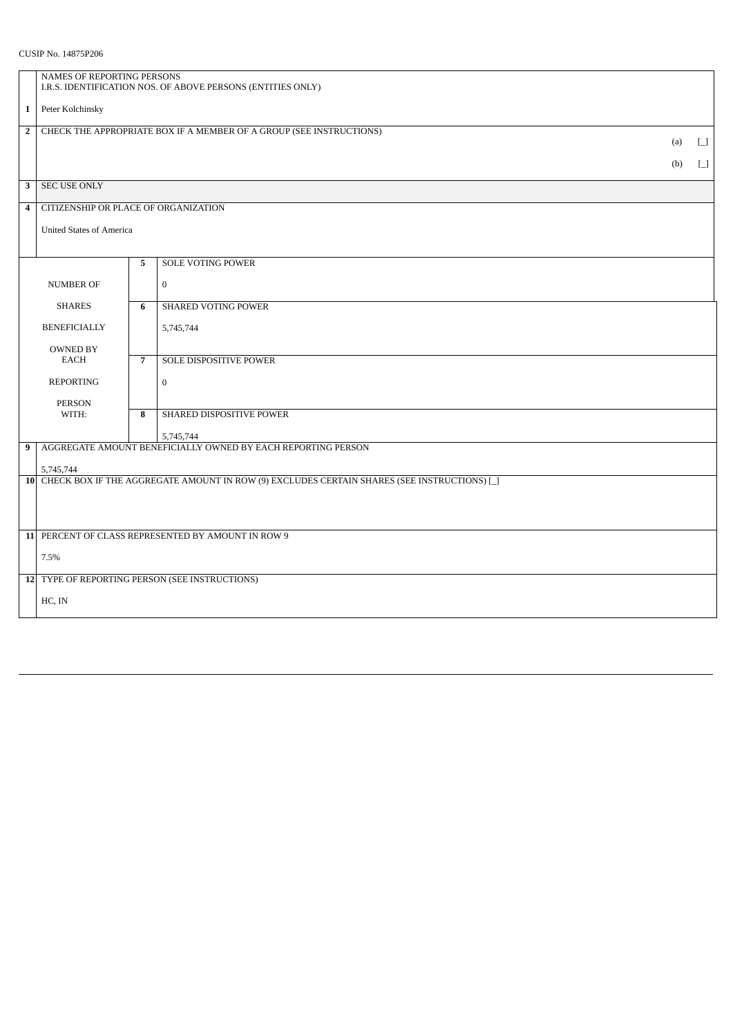CUSIP No. 14875P206

| | | | |
|---|---|---|---|
| 1 | NAMES OF REPORTING PERSONS<br>I.R.S. IDENTIFICATION NOS. OF ABOVE PERSONS (ENTITIES ONLY)<br><br>Peter Kolchinsky | | |
| 2 | CHECK THE APPROPRIATE BOX IF A MEMBER OF A GROUP (SEE INSTRUCTIONS)<br>(a) [_]<br>(b) [_] | | |
| 3 | SEC USE ONLY | | |
| 4 | CITIZENSHIP OR PLACE OF ORGANIZATION<br><br>United States of America | | |
| NUMBER OF SHARES BENEFICIALLY OWNED BY EACH REPORTING PERSON WITH: | 5 | SOLE VOTING POWER<br><br>0 | |
| | 6 | SHARED VOTING POWER<br><br>5,745,744 | |
| | 7 | SOLE DISPOSITIVE POWER<br><br>0 | |
| | 8 | SHARED DISPOSITIVE POWER<br><br>5,745,744 | |
| 9 | AGGREGATE AMOUNT BENEFICIALLY OWNED BY EACH REPORTING PERSON<br><br>5,745,744 | | |
| 10 | CHECK BOX IF THE AGGREGATE AMOUNT IN ROW (9) EXCLUDES CERTAIN SHARES (SEE INSTRUCTIONS) [_] | | |
| 11 | PERCENT OF CLASS REPRESENTED BY AMOUNT IN ROW 9<br><br>7.5% | | |
| 12 | TYPE OF REPORTING PERSON (SEE INSTRUCTIONS)<br><br>HC, IN | | |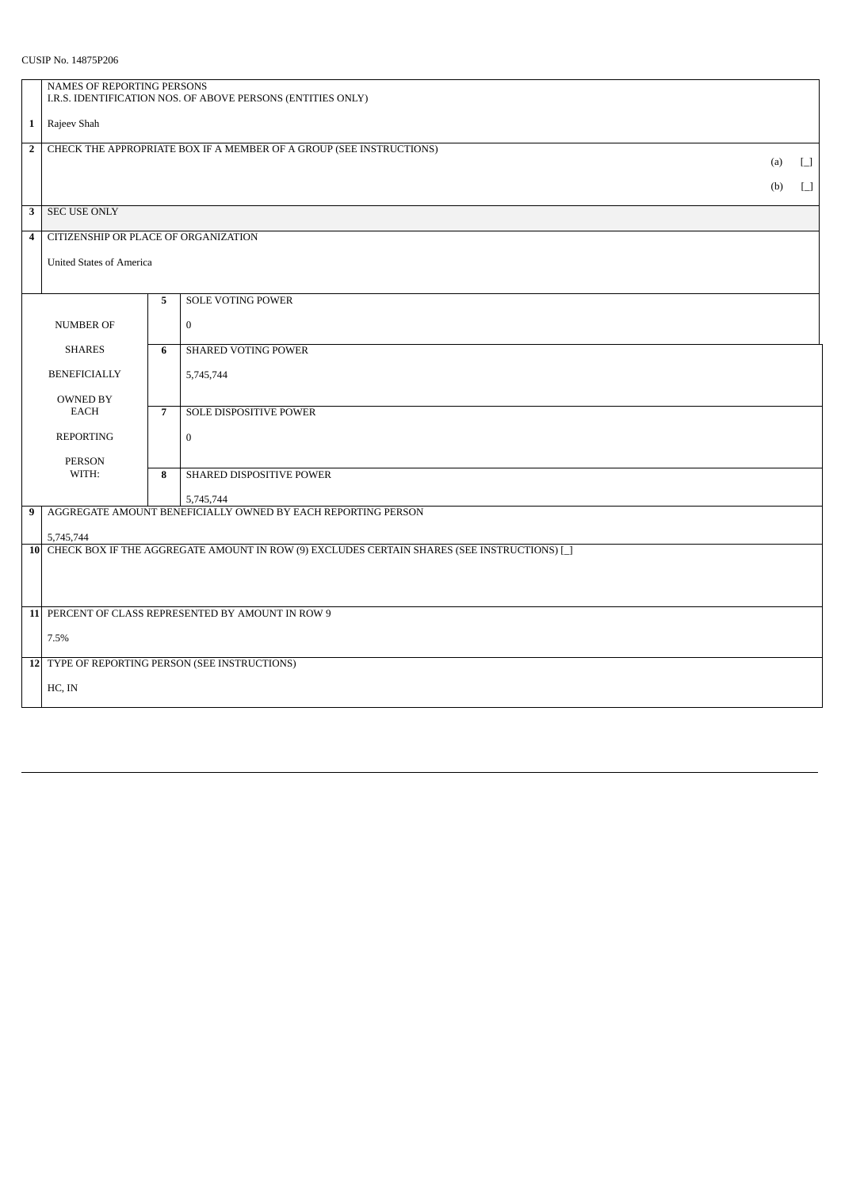CUSIP No. 14875P206

| | | | |
|---|---|---|---|
| 1 | NAMES OF REPORTING PERSONS<br>I.R.S. IDENTIFICATION NOS. OF ABOVE PERSONS (ENTITIES ONLY)<br><br>Rajeev Shah | | |
| 2 | CHECK THE APPROPRIATE BOX IF A MEMBER OF A GROUP (SEE INSTRUCTIONS)<br>(a) [_]<br>(b) [_] | | |
| 3 | SEC USE ONLY | | |
| 4 | CITIZENSHIP OR PLACE OF ORGANIZATION<br><br>United States of America | | |
| NUMBER OF SHARES BENEFICIALLY OWNED BY EACH REPORTING PERSON WITH: | 5 | SOLE VOTING POWER<br><br>0 | |
| | 6 | SHARED VOTING POWER<br><br>5,745,744 | |
| | 7 | SOLE DISPOSITIVE POWER<br><br>0 | |
| | 8 | SHARED DISPOSITIVE POWER<br><br>5,745,744 | |
| 9 | AGGREGATE AMOUNT BENEFICIALLY OWNED BY EACH REPORTING PERSON<br><br>5,745,744 | | |
| 10 | CHECK BOX IF THE AGGREGATE AMOUNT IN ROW (9) EXCLUDES CERTAIN SHARES (SEE INSTRUCTIONS) [_] | | |
| 11 | PERCENT OF CLASS REPRESENTED BY AMOUNT IN ROW 9<br><br>7.5% | | |
| 12 | TYPE OF REPORTING PERSON (SEE INSTRUCTIONS)<br><br>HC, IN | | |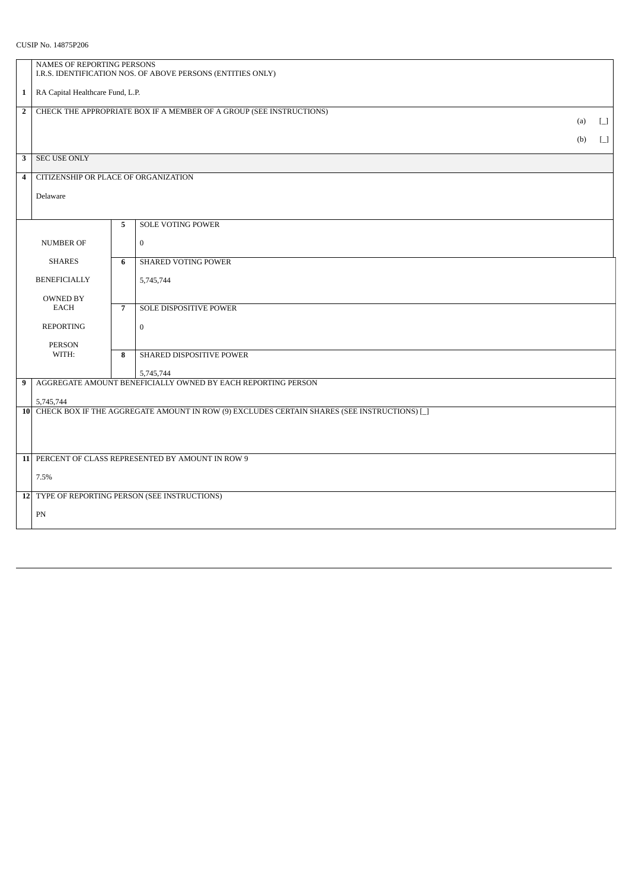CUSIP No. 14875P206

| | | | |
|---|---|---|---|
| **1** | NAMES OF REPORTING PERSONS<br>I.R.S. IDENTIFICATION NOS. OF ABOVE PERSONS (ENTITIES ONLY)<br><br>RA Capital Healthcare Fund, L.P. | | |
| **2** | CHECK THE APPROPRIATE BOX IF A MEMBER OF A GROUP (SEE INSTRUCTIONS)<br>(a) [_]<br>(b) [_] | | |
| **3** | SEC USE ONLY | | |
| **4** | CITIZENSHIP OR PLACE OF ORGANIZATION<br><br>Delaware | | |
| NUMBER OF SHARES BENEFICIALLY OWNED BY EACH REPORTING PERSON WITH: | **5** | SOLE VOTING POWER<br><br>0 | |
| | **6** | SHARED VOTING POWER<br><br>5,745,744 | |
| | **7** | SOLE DISPOSITIVE POWER<br><br>0 | |
| | **8** | SHARED DISPOSITIVE POWER<br><br>5,745,744 | |
| **9** | AGGREGATE AMOUNT BENEFICIALLY OWNED BY EACH REPORTING PERSON<br><br>5,745,744 | | |
| **10** | CHECK BOX IF THE AGGREGATE AMOUNT IN ROW (9) EXCLUDES CERTAIN SHARES (SEE INSTRUCTIONS) [_] | | |
| **11** | PERCENT OF CLASS REPRESENTED BY AMOUNT IN ROW 9<br><br>7.5% | | |
| **12** | TYPE OF REPORTING PERSON (SEE INSTRUCTIONS)<br><br>PN | | |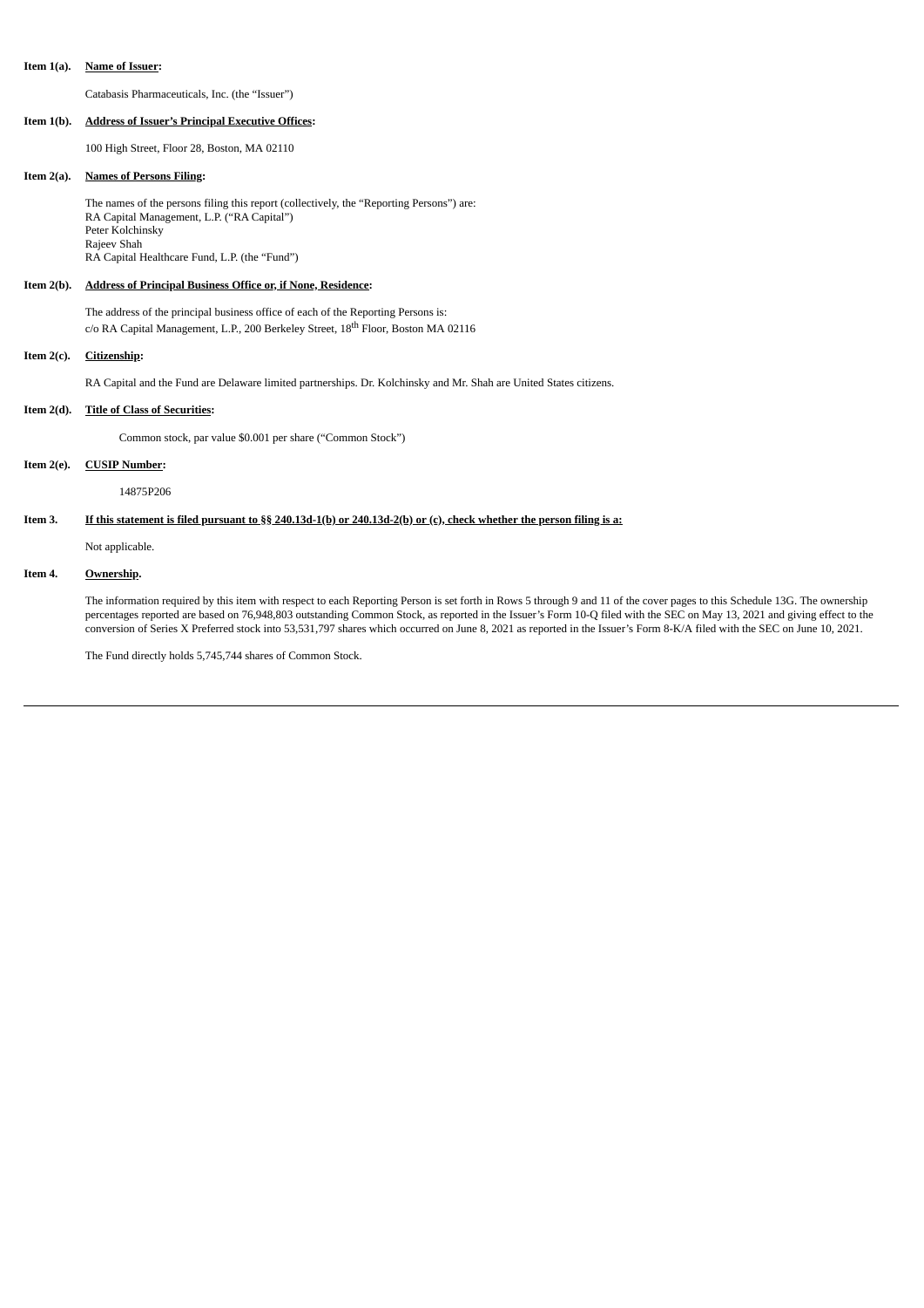**Item 1(a).** **Name of Issuer:**

Catabasis Pharmaceuticals, Inc. (the "Issuer")

**Item 1(b).** **Address of Issuer's Principal Executive Offices:**

100 High Street, Floor 28, Boston, MA 02110

**Item 2(a).** **Names of Persons Filing:**

The names of the persons filing this report (collectively, the "Reporting Persons") are:
RA Capital Management, L.P. ("RA Capital")
Peter Kolchinsky
Rajeev Shah
RA Capital Healthcare Fund, L.P. (the "Fund")

**Item 2(b).** **Address of Principal Business Office or, if None, Residence:**

The address of the principal business office of each of the Reporting Persons is:
c/o RA Capital Management, L.P., 200 Berkeley Street, 18th Floor, Boston MA 02116

**Item 2(c).** **Citizenship:**

RA Capital and the Fund are Delaware limited partnerships. Dr. Kolchinsky and Mr. Shah are United States citizens.

**Item 2(d).** **Title of Class of Securities:**

Common stock, par value $0.001 per share ("Common Stock")

**Item 2(e).** **CUSIP Number:**

14875P206

**Item 3.** **If this statement is filed pursuant to §§ 240.13d-1(b) or 240.13d-2(b) or (c), check whether the person filing is a:**

Not applicable.

**Item 4.** **Ownership.**

The information required by this item with respect to each Reporting Person is set forth in Rows 5 through 9 and 11 of the cover pages to this Schedule 13G. The ownership percentages reported are based on 76,948,803 outstanding Common Stock, as reported in the Issuer's Form 10-Q filed with the SEC on May 13, 2021 and giving effect to the conversion of Series X Preferred stock into 53,531,797 shares which occurred on June 8, 2021 as reported in the Issuer's Form 8-K/A filed with the SEC on June 10, 2021.

The Fund directly holds 5,745,744 shares of Common Stock.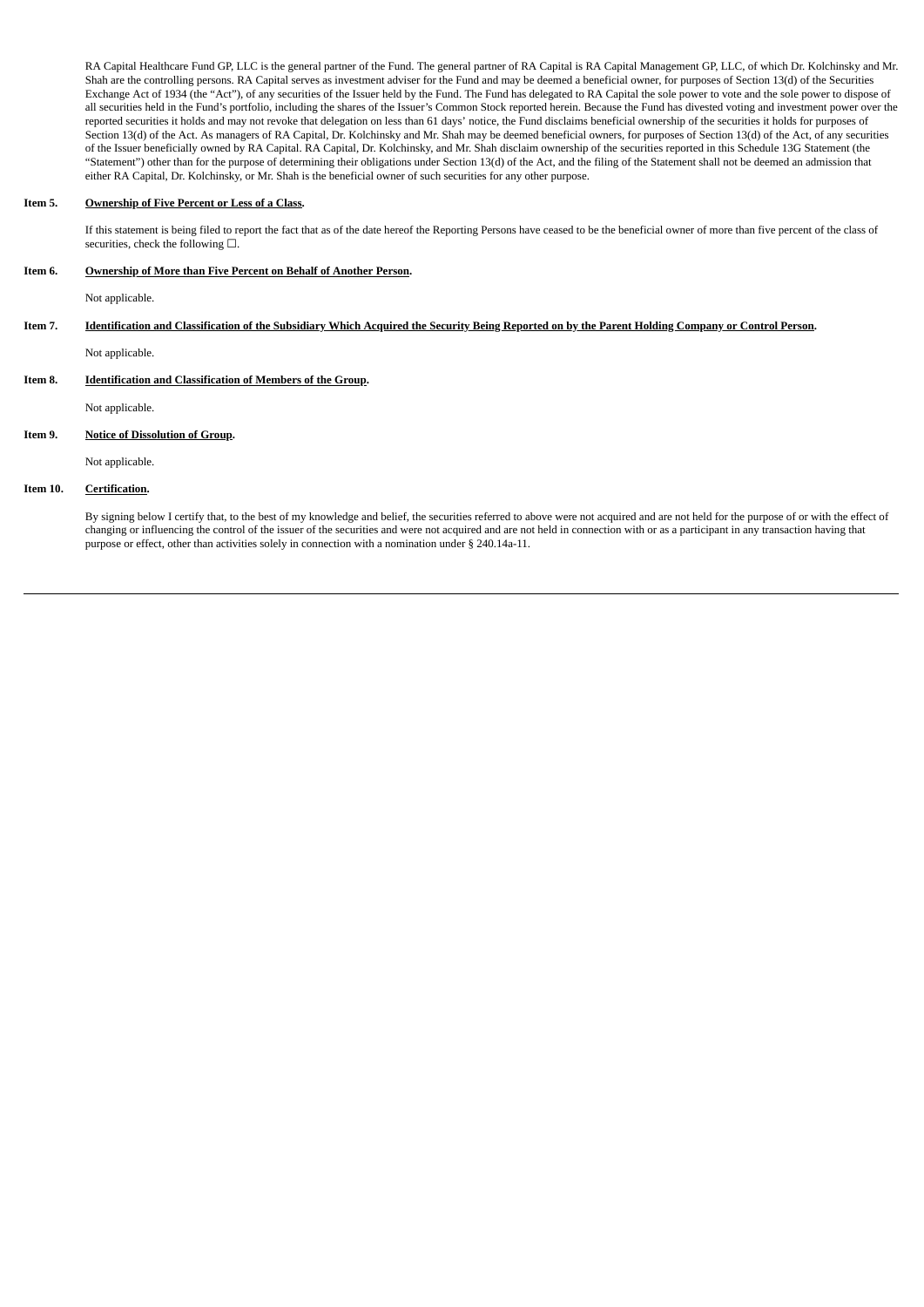RA Capital Healthcare Fund GP, LLC is the general partner of the Fund. The general partner of RA Capital is RA Capital Management GP, LLC, of which Dr. Kolchinsky and Mr. Shah are the controlling persons. RA Capital serves as investment adviser for the Fund and may be deemed a beneficial owner, for purposes of Section 13(d) of the Securities Exchange Act of 1934 (the "Act"), of any securities of the Issuer held by the Fund. The Fund has delegated to RA Capital the sole power to vote and the sole power to dispose of all securities held in the Fund's portfolio, including the shares of the Issuer's Common Stock reported herein. Because the Fund has divested voting and investment power over the reported securities it holds and may not revoke that delegation on less than 61 days' notice, the Fund disclaims beneficial ownership of the securities it holds for purposes of Section 13(d) of the Act. As managers of RA Capital, Dr. Kolchinsky and Mr. Shah may be deemed beneficial owners, for purposes of Section 13(d) of the Act, of any securities of the Issuer beneficially owned by RA Capital. RA Capital, Dr. Kolchinsky, and Mr. Shah disclaim ownership of the securities reported in this Schedule 13G Statement (the "Statement") other than for the purpose of determining their obligations under Section 13(d) of the Act, and the filing of the Statement shall not be deemed an admission that either RA Capital, Dr. Kolchinsky, or Mr. Shah is the beneficial owner of such securities for any other purpose.

**Item 5. Ownership of Five Percent or Less of a Class.**

If this statement is being filed to report the fact that as of the date hereof the Reporting Persons have ceased to be the beneficial owner of more than five percent of the class of securities, check the following ☐.

**Item 6. Ownership of More than Five Percent on Behalf of Another Person.**

Not applicable.

**Item 7. Identification and Classification of the Subsidiary Which Acquired the Security Being Reported on by the Parent Holding Company or Control Person.**

Not applicable.

**Item 8. Identification and Classification of Members of the Group.**

Not applicable.

**Item 9. Notice of Dissolution of Group.**

Not applicable.

**Item 10. Certification.**

By signing below I certify that, to the best of my knowledge and belief, the securities referred to above were not acquired and are not held for the purpose of or with the effect of changing or influencing the control of the issuer of the securities and were not acquired and are not held in connection with or as a participant in any transaction having that purpose or effect, other than activities solely in connection with a nomination under § 240.14a-11.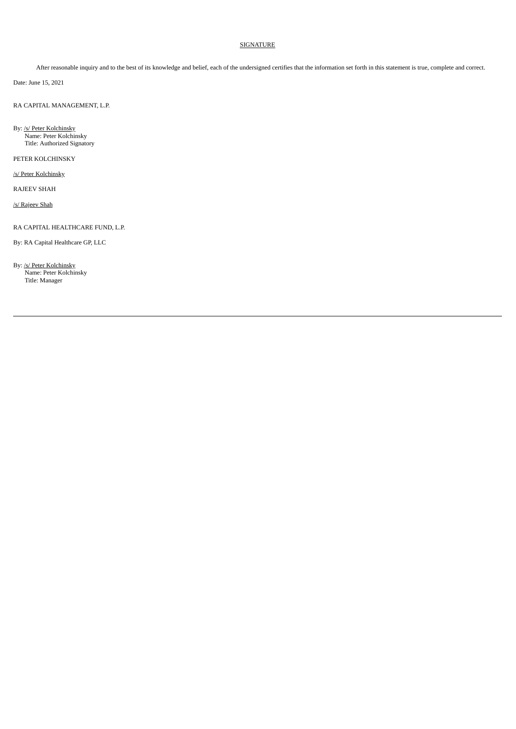SIGNATURE

After reasonable inquiry and to the best of its knowledge and belief, each of the undersigned certifies that the information set forth in this statement is true, complete and correct.

Date: June 15, 2021

RA CAPITAL MANAGEMENT, L.P.

By: /s/ Peter Kolchinsky
Name: Peter Kolchinsky
Title: Authorized Signatory

PETER KOLCHINSKY

/s/ Peter Kolchinsky

RAJEEV SHAH

/s/ Rajeev Shah

RA CAPITAL HEALTHCARE FUND, L.P.

By: RA Capital Healthcare GP, LLC

By: /s/ Peter Kolchinsky
Name: Peter Kolchinsky
Title: Manager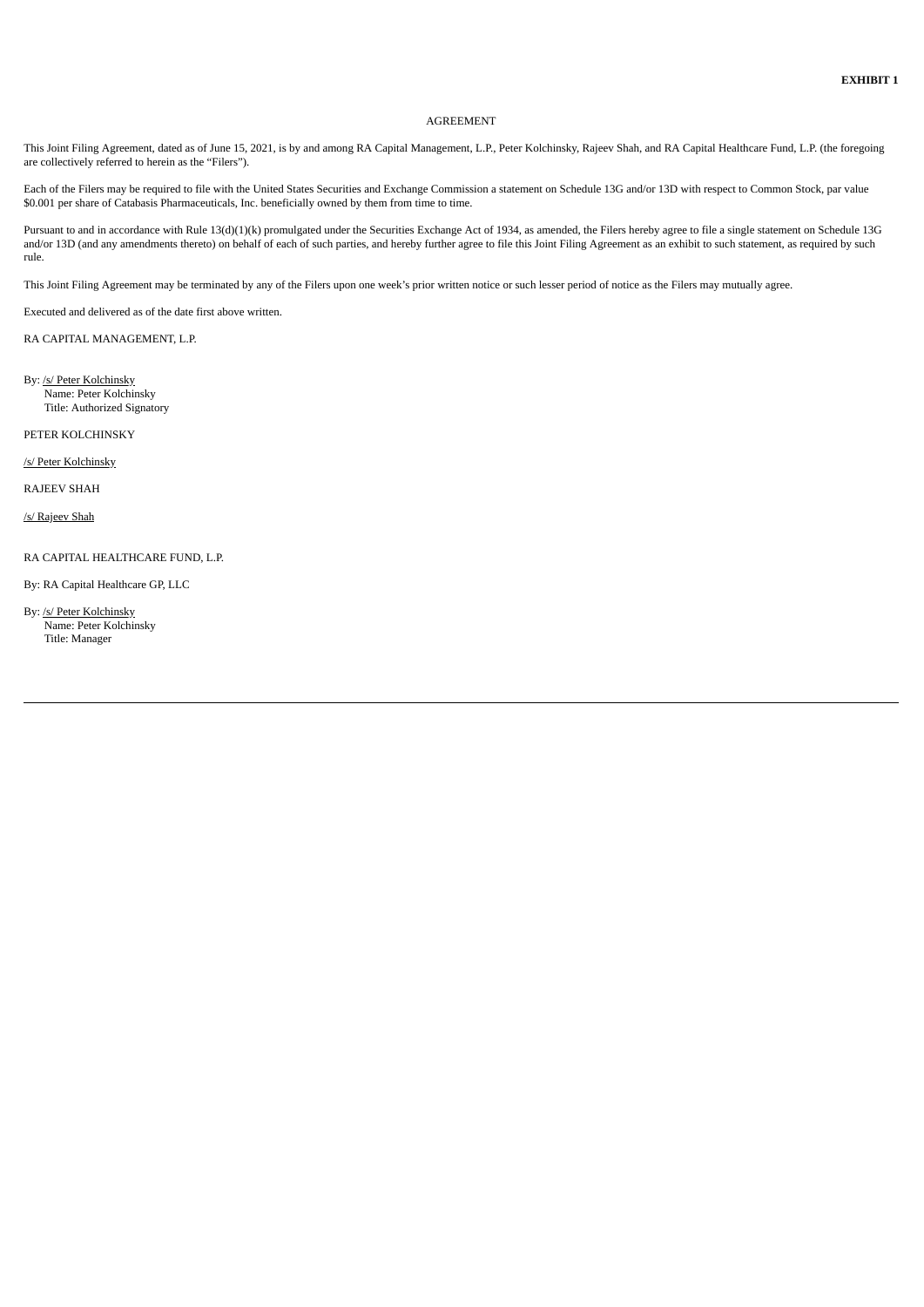**EXHIBIT 1**

AGREEMENT

This Joint Filing Agreement, dated as of June 15, 2021, is by and among RA Capital Management, L.P., Peter Kolchinsky, Rajeev Shah, and RA Capital Healthcare Fund, L.P. (the foregoing are collectively referred to herein as the "Filers").

Each of the Filers may be required to file with the United States Securities and Exchange Commission a statement on Schedule 13G and/or 13D with respect to Common Stock, par value $0.001 per share of Catabasis Pharmaceuticals, Inc. beneficially owned by them from time to time.

Pursuant to and in accordance with Rule 13(d)(1)(k) promulgated under the Securities Exchange Act of 1934, as amended, the Filers hereby agree to file a single statement on Schedule 13G and/or 13D (and any amendments thereto) on behalf of each of such parties, and hereby further agree to file this Joint Filing Agreement as an exhibit to such statement, as required by such rule.

This Joint Filing Agreement may be terminated by any of the Filers upon one week's prior written notice or such lesser period of notice as the Filers may mutually agree.

Executed and delivered as of the date first above written.

RA CAPITAL MANAGEMENT, L.P.

By: /s/ Peter Kolchinsky
Name: Peter Kolchinsky
Title: Authorized Signatory

PETER KOLCHINSKY

/s/ Peter Kolchinsky

RAJEEV SHAH

/s/ Rajeev Shah

RA CAPITAL HEALTHCARE FUND, L.P.

By: RA Capital Healthcare GP, LLC

By: /s/ Peter Kolchinsky
Name: Peter Kolchinsky
Title: Manager